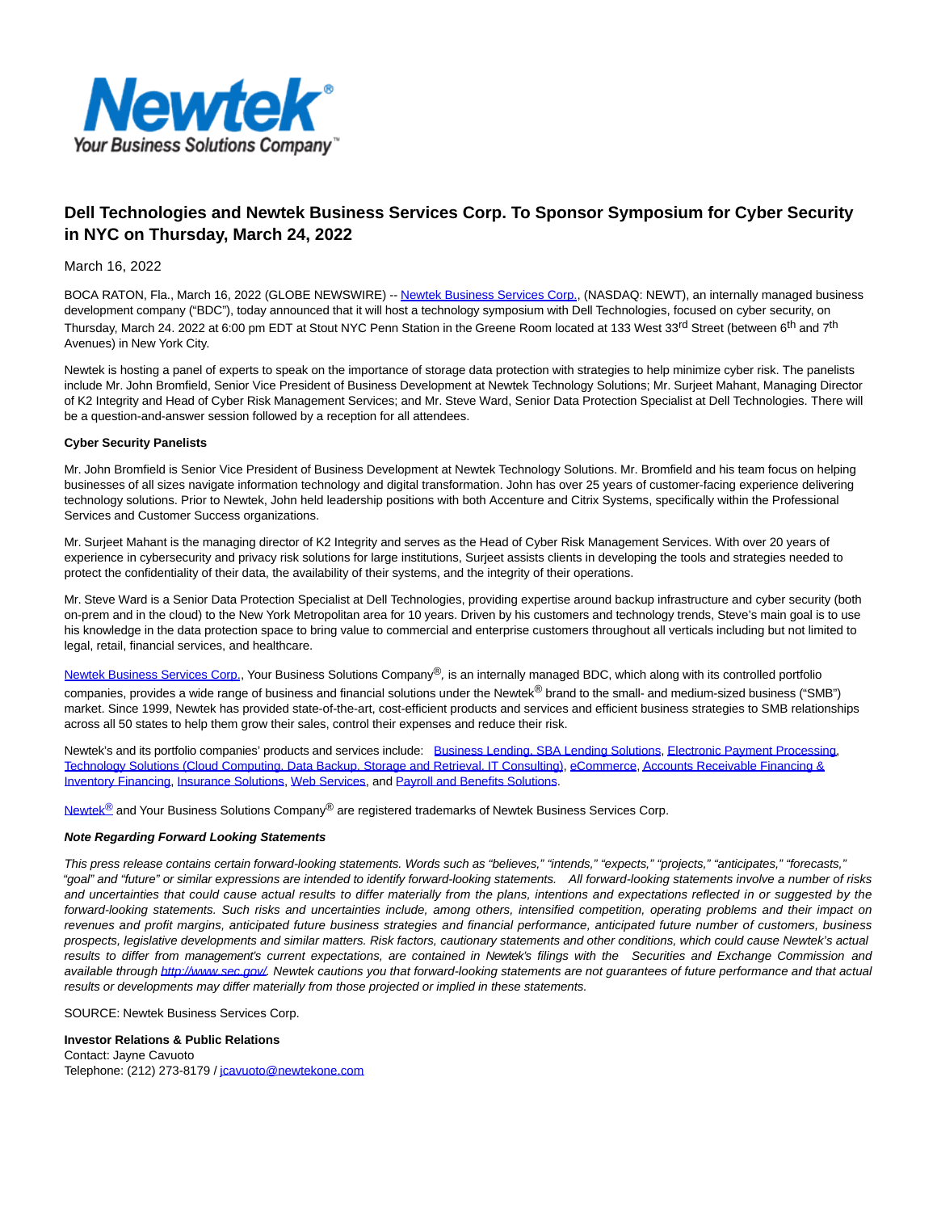# Dell Technologies and Newtek Business Services Corp. To Sponsor Symposium for Cyber Security in NYC on Thursday, March 24, 2022

March 16, 2022

BOCA RATON, Fla., March 16, 2022 (GLOBE NEWSWIRE) -- Newtek Business Services Corp., (NASDAQ: NEWT), an internally managed business development company ("BDC"), today announced that it will host a technology symposium with Dell Technologies, focused on cyber security, on Thursday, March 24. 2022 at 6:00 pm EDT at Stout NYC Penn Station in the Greene Room located at 133 West 33rd Street (between 6th and 7th Avenues) in New York City.

Newtek is hosting a panel of experts to speak on the importance of storage data protection with strategies to help minimize cyber risk. The panelists include Mr. John Bromfield, Senior Vice President of Business Development at Newtek Technology Solutions; Mr. Surjeet Mahant, Managing Director of K2 Integrity and Head of Cyber Risk Management Services; and Mr. Steve Ward, Senior Data Protection Specialist at Dell Technologies. There will be a question-and-answer session followed by a reception for all attendees.

**Cyber Security Panelists**

Mr. John Bromfield is Senior Vice President of Business Development at Newtek Technology Solutions. Mr. Bromfield and his team focus on helping businesses of all sizes navigate information technology and digital transformation. John has over 25 years of customer-facing experience delivering technology solutions. Prior to Newtek, John held leadership positions with both Accenture and Citrix Systems, specifically within the Professional Services and Customer Success organizations.

Mr. Surjeet Mahant is the managing director of K2 Integrity and serves as the Head of Cyber Risk Management Services. With over 20 years of experience in cybersecurity and privacy risk solutions for large institutions, Surjeet assists clients in developing the tools and strategies needed to protect the confidentiality of their data, the availability of their systems, and the integrity of their operations.

Mr. Steve Ward is a Senior Data Protection Specialist at Dell Technologies, providing expertise around backup infrastructure and cyber security (both on-prem and in the cloud) to the New York Metropolitan area for 10 years. Driven by his customers and technology trends, Steve's main goal is to use his knowledge in the data protection space to bring value to commercial and enterprise customers throughout all verticals including but not limited to legal, retail, financial services, and healthcare.

Newtek Business Services Corp., Your Business Solutions Company®, is an internally managed BDC, which along with its controlled portfolio companies, provides a wide range of business and financial solutions under the Newtek® brand to the small- and medium-sized business ("SMB") market. Since 1999, Newtek has provided state-of-the-art, cost-efficient products and services and efficient business strategies to SMB relationships across all 50 states to help them grow their sales, control their expenses and reduce their risk.

Newtek's and its portfolio companies' products and services include: Business Lending, SBA Lending Solutions, Electronic Payment Processing, Technology Solutions (Cloud Computing, Data Backup, Storage and Retrieval, IT Consulting), eCommerce, Accounts Receivable Financing & Inventory Financing, Insurance Solutions, Web Services, and Payroll and Benefits Solutions.

Newtek® and Your Business Solutions Company® are registered trademarks of Newtek Business Services Corp.

***Note Regarding Forward Looking Statements***

*This press release contains certain forward-looking statements. Words such as "believes," "intends," "expects," "projects," "anticipates," "forecasts," "goal" and "future" or similar expressions are intended to identify forward-looking statements. All forward-looking statements involve a number of risks and uncertainties that could cause actual results to differ materially from the plans, intentions and expectations reflected in or suggested by the forward-looking statements. Such risks and uncertainties include, among others, intensified competition, operating problems and their impact on revenues and profit margins, anticipated future business strategies and financial performance, anticipated future number of customers, business prospects, legislative developments and similar matters. Risk factors, cautionary statements and other conditions, which could cause Newtek's actual results to differ from management's current expectations, are contained in Newtek's filings with the Securities and Exchange Commission and available through http://www.sec.gov/. Newtek cautions you that forward-looking statements are not guarantees of future performance and that actual results or developments may differ materially from those projected or implied in these statements.*

SOURCE: Newtek Business Services Corp.

**Investor Relations & Public Relations**
Contact: Jayne Cavuoto
Telephone: (212) 273-8179 / jcavuoto@newtekone.com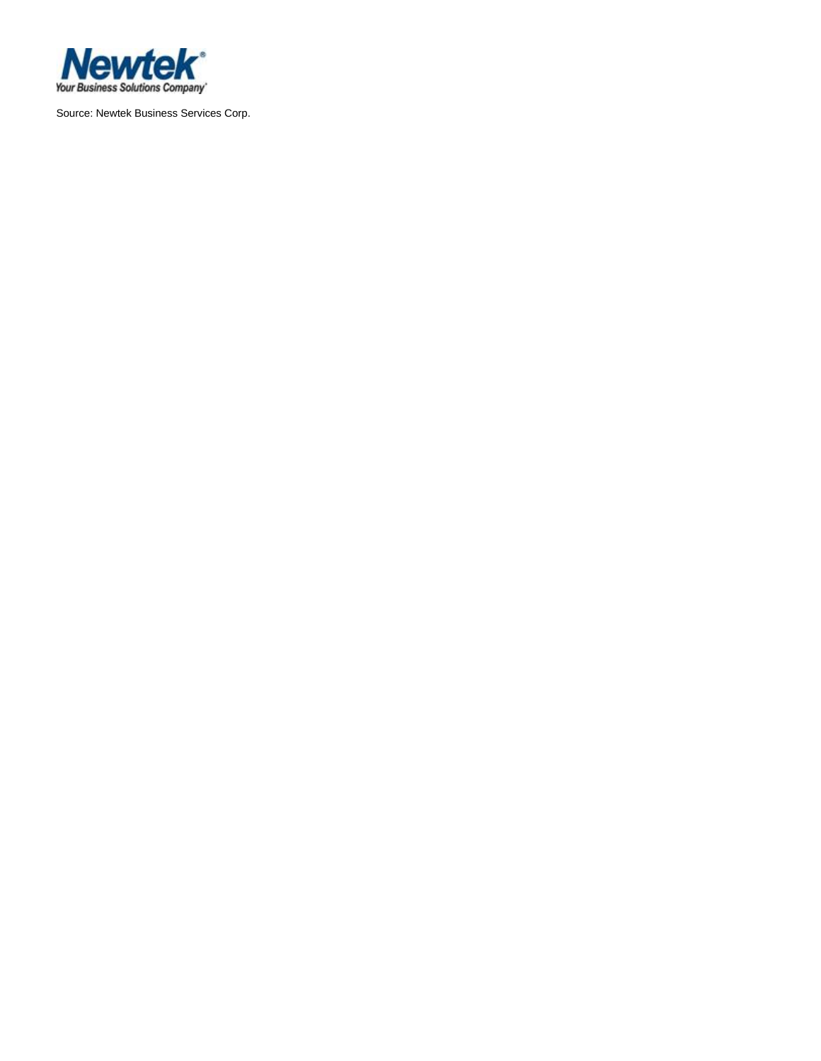Newtek®
Your Business Solutions Company®

Source: Newtek Business Services Corp.